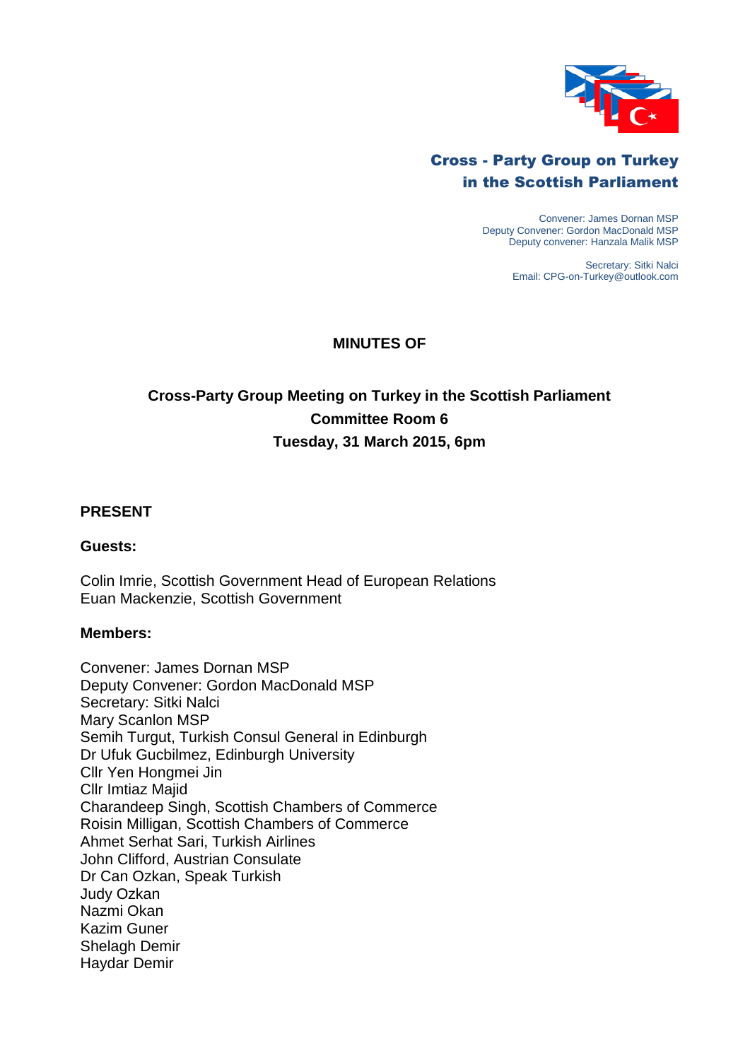**Cross - Party Group on Turkey in the Scottish Parliament**

Convener: James Dornan MSP
Deputy Convener: Gordon MacDonald MSP
Deputy convener: Hanzala Malik MSP

Secretary: Sitki Nalci
Email: CPG-on-Turkey@outlook.com

**MINUTES OF**

**Cross-Party Group Meeting on Turkey in the Scottish Parliament**
**Committee Room 6**
**Tuesday, 31 March 2015, 6pm**

## PRESENT

### Guests:

Colin Imrie, Scottish Government Head of European Relations
Euan Mackenzie, Scottish Government

### Members:

Convener: James Dornan MSP
Deputy Convener: Gordon MacDonald MSP
Secretary: Sitki Nalci
Mary Scanlon MSP
Semih Turgut, Turkish Consul General in Edinburgh
Dr Ufuk Gucbilmez, Edinburgh University
Cllr Yen Hongmei Jin
Cllr Imtiaz Majid
Charandeep Singh, Scottish Chambers of Commerce
Roisin Milligan, Scottish Chambers of Commerce
Ahmet Serhat Sari, Turkish Airlines
John Clifford, Austrian Consulate
Dr Can Ozkan, Speak Turkish
Judy Ozkan
Nazmi Okan
Kazim Guner
Shelagh Demir
Haydar Demir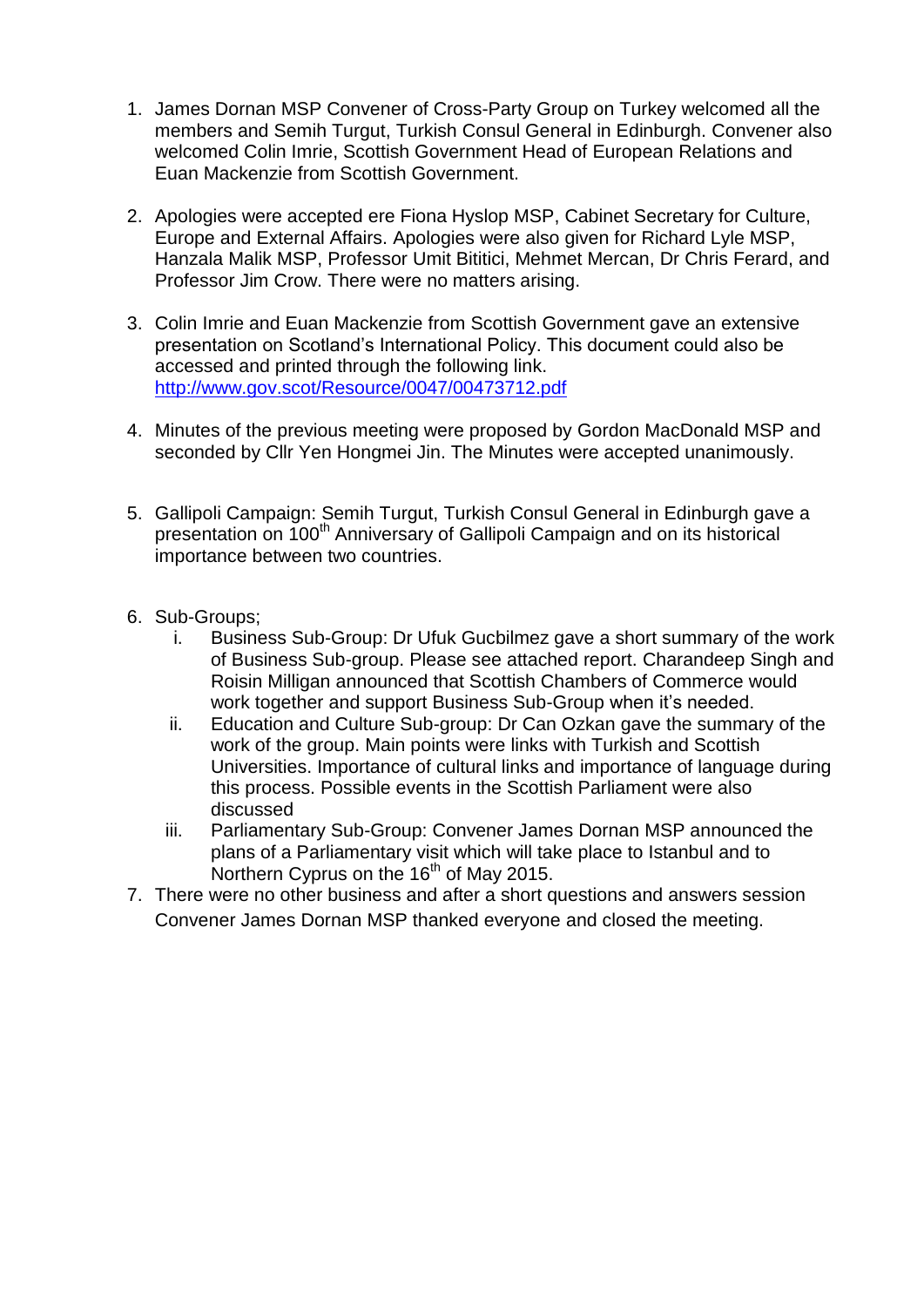1. James Dornan MSP Convener of Cross-Party Group on Turkey welcomed all the members and Semih Turgut, Turkish Consul General in Edinburgh. Convener also welcomed Colin Imrie, Scottish Government Head of European Relations and Euan Mackenzie from Scottish Government.

2. Apologies were accepted ere Fiona Hyslop MSP, Cabinet Secretary for Culture, Europe and External Affairs. Apologies were also given for Richard Lyle MSP, Hanzala Malik MSP, Professor Umit Bititici, Mehmet Mercan, Dr Chris Ferard, and Professor Jim Crow. There were no matters arising.

3. Colin Imrie and Euan Mackenzie from Scottish Government gave an extensive presentation on Scotland's International Policy. This document could also be accessed and printed through the following link. http://www.gov.scot/Resource/0047/00473712.pdf

4. Minutes of the previous meeting were proposed by Gordon MacDonald MSP and seconded by Cllr Yen Hongmei Jin. The Minutes were accepted unanimously.

5. Gallipoli Campaign: Semih Turgut, Turkish Consul General in Edinburgh gave a presentation on 100th Anniversary of Gallipoli Campaign and on its historical importance between two countries.

6. Sub-Groups;
   i. Business Sub-Group: Dr Ufuk Gucbilmez gave a short summary of the work of Business Sub-group. Please see attached report. Charandeep Singh and Roisin Milligan announced that Scottish Chambers of Commerce would work together and support Business Sub-Group when it's needed.
   ii. Education and Culture Sub-group: Dr Can Ozkan gave the summary of the work of the group. Main points were links with Turkish and Scottish Universities. Importance of cultural links and importance of language during this process. Possible events in the Scottish Parliament were also discussed
   iii. Parliamentary Sub-Group: Convener James Dornan MSP announced the plans of a Parliamentary visit which will take place to Istanbul and to Northern Cyprus on the 16th of May 2015.

7. There were no other business and after a short questions and answers session Convener James Dornan MSP thanked everyone and closed the meeting.